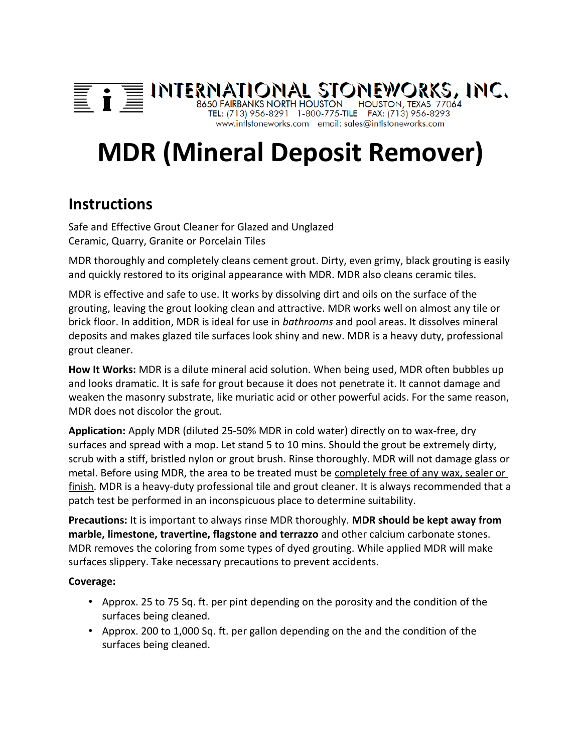INTERNATIONAL STONEWORKS, INC.
8650 FAIRBANKS NORTH HOUSTON HOUSTON, TEXAS 77064
TEL: (713) 956-8291 1-800-775-TILE FAX: (713) 956-8293
www.intlstoneworks.com email: sales@intlstoneworks.com

# MDR (Mineral Deposit Remover)

## Instructions

Safe and Effective Grout Cleaner for Glazed and Unglazed
Ceramic, Quarry, Granite or Porcelain Tiles

MDR thoroughly and completely cleans cement grout. Dirty, even grimy, black grouting is easily and quickly restored to its original appearance with MDR. MDR also cleans ceramic tiles.

MDR is effective and safe to use. It works by dissolving dirt and oils on the surface of the grouting, leaving the grout looking clean and attractive. MDR works well on almost any tile or brick floor. In addition, MDR is ideal for use in *bathrooms* and pool areas. It dissolves mineral deposits and makes glazed tile surfaces look shiny and new. MDR is a heavy duty, professional grout cleaner.

**How It Works:** MDR is a dilute mineral acid solution. When being used, MDR often bubbles up and looks dramatic. It is safe for grout because it does not penetrate it. It cannot damage and weaken the masonry substrate, like muriatic acid or other powerful acids. For the same reason, MDR does not discolor the grout.

**Application:** Apply MDR (diluted 25-50% MDR in cold water) directly on to wax-free, dry surfaces and spread with a mop. Let stand 5 to 10 mins. Should the grout be extremely dirty, scrub with a stiff, bristled nylon or grout brush. Rinse thoroughly. MDR will not damage glass or metal. Before using MDR, the area to be treated must be <u>completely free of any wax, sealer or finish</u>. MDR is a heavy-duty professional tile and grout cleaner. It is always recommended that a patch test be performed in an inconspicuous place to determine suitability.

**Precautions:** It is important to always rinse MDR thoroughly. **MDR should be kept away from marble, limestone, travertine, flagstone and terrazzo** and other calcium carbonate stones. MDR removes the coloring from some types of dyed grouting. While applied MDR will make surfaces slippery. Take necessary precautions to prevent accidents.

**Coverage:**

- Approx. 25 to 75 Sq. ft. per pint depending on the porosity and the condition of the surfaces being cleaned.
- Approx. 200 to 1,000 Sq. ft. per gallon depending on the and the condition of the surfaces being cleaned.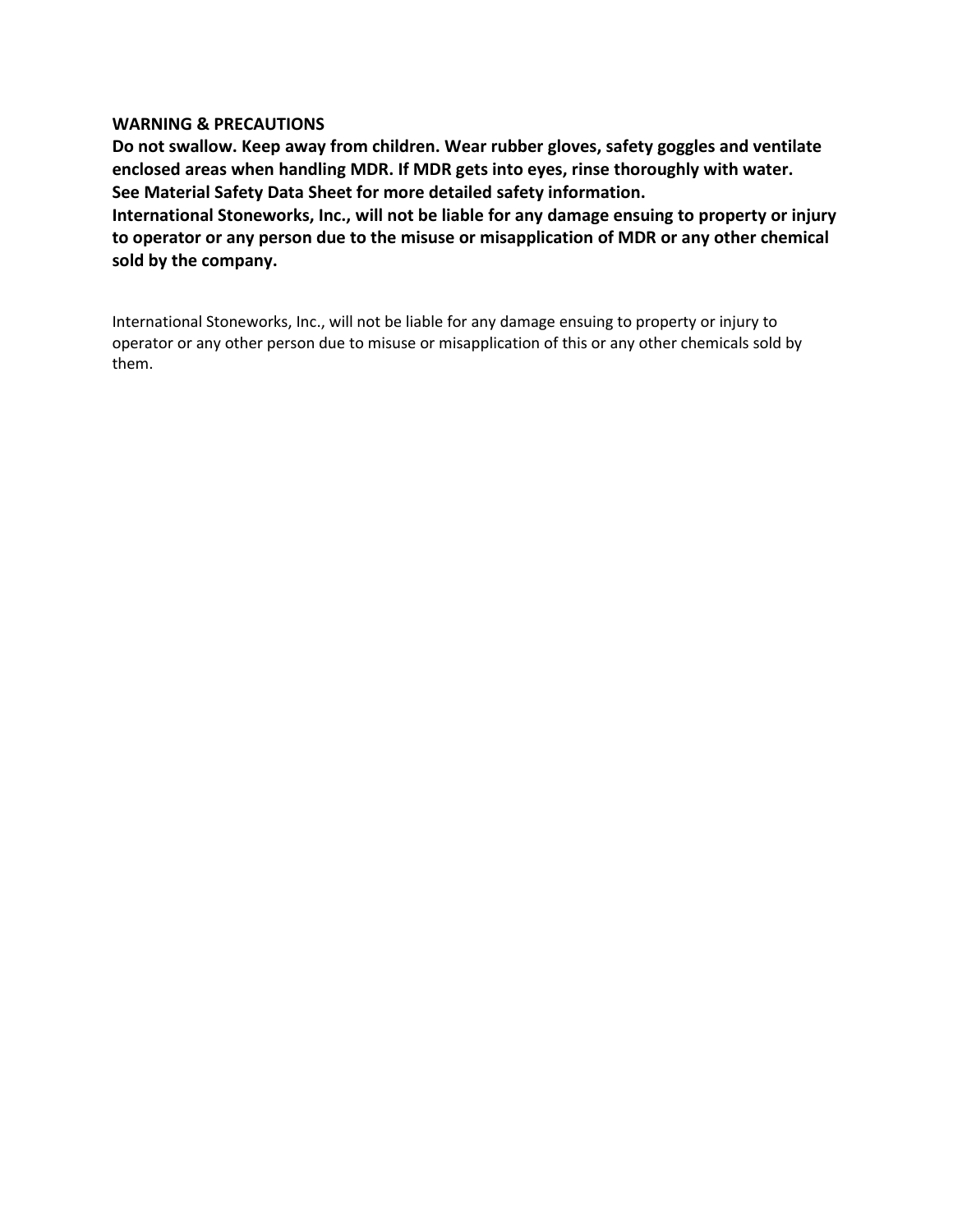**WARNING & PRECAUTIONS**

**Do not swallow. Keep away from children. Wear rubber gloves, safety goggles and ventilate enclosed areas when handling MDR. If MDR gets into eyes, rinse thoroughly with water.**
**See Material Safety Data Sheet for more detailed safety information.**
**International Stoneworks, Inc., will not be liable for any damage ensuing to property or injury to operator or any person due to the misuse or misapplication of MDR or any other chemical sold by the company.**

International Stoneworks, Inc., will not be liable for any damage ensuing to property or injury to operator or any other person due to misuse or misapplication of this or any other chemicals sold by them.